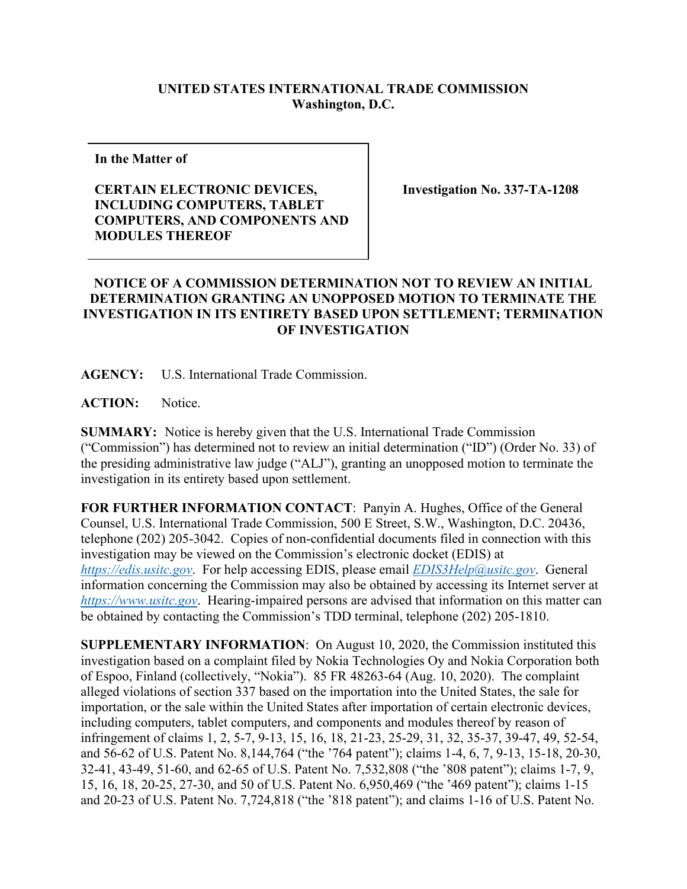**UNITED STATES INTERNATIONAL TRADE COMMISSION**
**Washington, D.C.**

| In the Matter of<br><br>**CERTAIN ELECTRONIC DEVICES, INCLUDING COMPUTERS, TABLET COMPUTERS, AND COMPONENTS AND MODULES THEREOF** | **Investigation No. 337-TA-1208** |
|---|---|

## NOTICE OF A COMMISSION DETERMINATION NOT TO REVIEW AN INITIAL DETERMINATION GRANTING AN UNOPPOSED MOTION TO TERMINATE THE INVESTIGATION IN ITS ENTIRETY BASED UPON SETTLEMENT; TERMINATION OF INVESTIGATION

**AGENCY:** U.S. International Trade Commission.

**ACTION:** Notice.

**SUMMARY:** Notice is hereby given that the U.S. International Trade Commission ("Commission") has determined not to review an initial determination ("ID") (Order No. 33) of the presiding administrative law judge ("ALJ"), granting an unopposed motion to terminate the investigation in its entirety based upon settlement.

**FOR FURTHER INFORMATION CONTACT**: Panyin A. Hughes, Office of the General Counsel, U.S. International Trade Commission, 500 E Street, S.W., Washington, D.C. 20436, telephone (202) 205-3042. Copies of non-confidential documents filed in connection with this investigation may be viewed on the Commission's electronic docket (EDIS) at *https://edis.usitc.gov*. For help accessing EDIS, please email *EDIS3Help@usitc.gov*. General information concerning the Commission may also be obtained by accessing its Internet server at *https://www.usitc.gov*. Hearing-impaired persons are advised that information on this matter can be obtained by contacting the Commission's TDD terminal, telephone (202) 205-1810.

**SUPPLEMENTARY INFORMATION**: On August 10, 2020, the Commission instituted this investigation based on a complaint filed by Nokia Technologies Oy and Nokia Corporation both of Espoo, Finland (collectively, "Nokia"). 85 FR 48263-64 (Aug. 10, 2020). The complaint alleged violations of section 337 based on the importation into the United States, the sale for importation, or the sale within the United States after importation of certain electronic devices, including computers, tablet computers, and components and modules thereof by reason of infringement of claims 1, 2, 5-7, 9-13, 15, 16, 18, 21-23, 25-29, 31, 32, 35-37, 39-47, 49, 52-54, and 56-62 of U.S. Patent No. 8,144,764 ("the '764 patent"); claims 1-4, 6, 7, 9-13, 15-18, 20-30, 32-41, 43-49, 51-60, and 62-65 of U.S. Patent No. 7,532,808 ("the '808 patent"); claims 1-7, 9, 15, 16, 18, 20-25, 27-30, and 50 of U.S. Patent No. 6,950,469 ("the '469 patent"); claims 1-15 and 20-23 of U.S. Patent No. 7,724,818 ("the '818 patent"); and claims 1-16 of U.S. Patent No.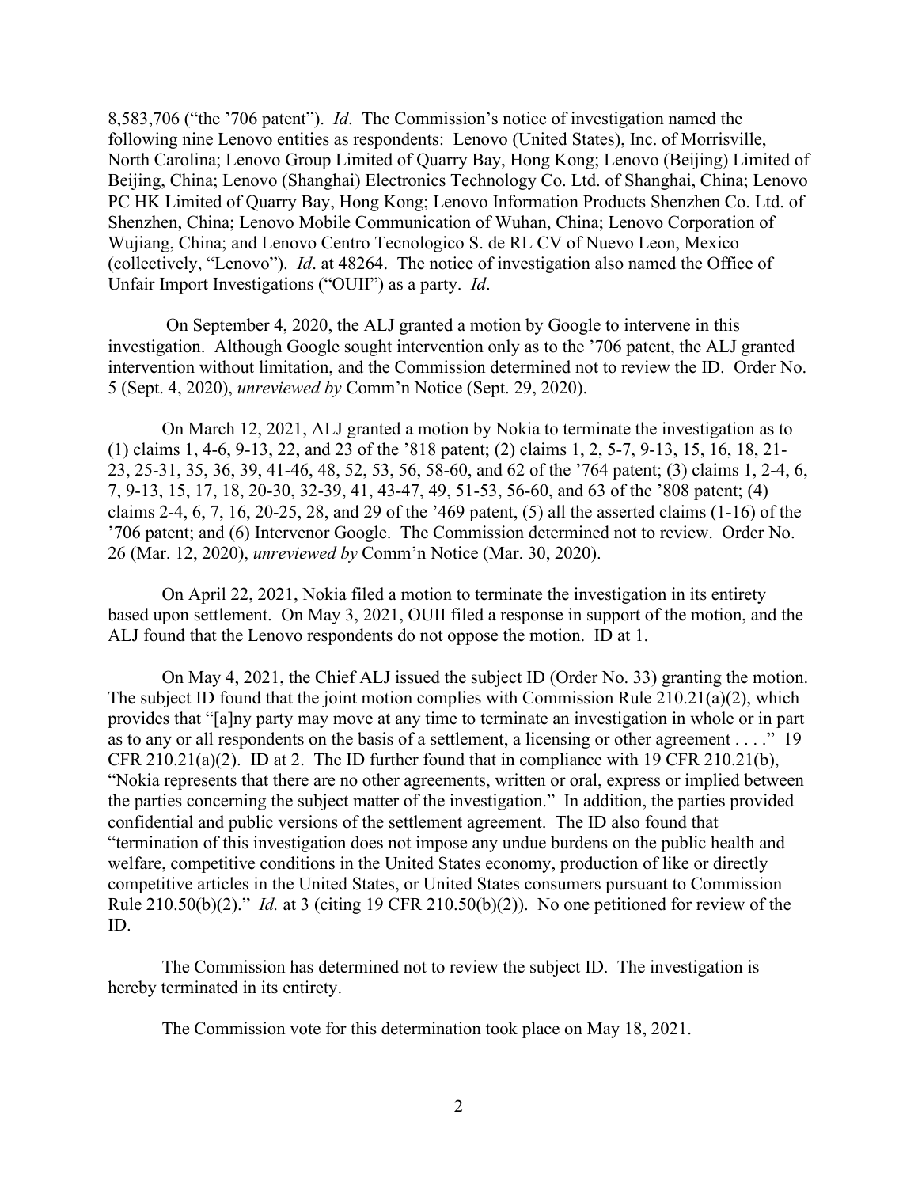8,583,706 ("the '706 patent"). *Id*. The Commission's notice of investigation named the following nine Lenovo entities as respondents: Lenovo (United States), Inc. of Morrisville, North Carolina; Lenovo Group Limited of Quarry Bay, Hong Kong; Lenovo (Beijing) Limited of Beijing, China; Lenovo (Shanghai) Electronics Technology Co. Ltd. of Shanghai, China; Lenovo PC HK Limited of Quarry Bay, Hong Kong; Lenovo Information Products Shenzhen Co. Ltd. of Shenzhen, China; Lenovo Mobile Communication of Wuhan, China; Lenovo Corporation of Wujiang, China; and Lenovo Centro Tecnologico S. de RL CV of Nuevo Leon, Mexico (collectively, "Lenovo"). *Id*. at 48264. The notice of investigation also named the Office of Unfair Import Investigations ("OUII") as a party. *Id*.

On September 4, 2020, the ALJ granted a motion by Google to intervene in this investigation. Although Google sought intervention only as to the '706 patent, the ALJ granted intervention without limitation, and the Commission determined not to review the ID. Order No. 5 (Sept. 4, 2020), *unreviewed by* Comm'n Notice (Sept. 29, 2020).

On March 12, 2021, ALJ granted a motion by Nokia to terminate the investigation as to (1) claims 1, 4-6, 9-13, 22, and 23 of the '818 patent; (2) claims 1, 2, 5-7, 9-13, 15, 16, 18, 21-23, 25-31, 35, 36, 39, 41-46, 48, 52, 53, 56, 58-60, and 62 of the '764 patent; (3) claims 1, 2-4, 6, 7, 9-13, 15, 17, 18, 20-30, 32-39, 41, 43-47, 49, 51-53, 56-60, and 63 of the '808 patent; (4) claims 2-4, 6, 7, 16, 20-25, 28, and 29 of the '469 patent, (5) all the asserted claims (1-16) of the '706 patent; and (6) Intervenor Google. The Commission determined not to review. Order No. 26 (Mar. 12, 2020), *unreviewed by* Comm'n Notice (Mar. 30, 2020).

On April 22, 2021, Nokia filed a motion to terminate the investigation in its entirety based upon settlement. On May 3, 2021, OUII filed a response in support of the motion, and the ALJ found that the Lenovo respondents do not oppose the motion. ID at 1.

On May 4, 2021, the Chief ALJ issued the subject ID (Order No. 33) granting the motion. The subject ID found that the joint motion complies with Commission Rule 210.21(a)(2), which provides that "[a]ny party may move at any time to terminate an investigation in whole or in part as to any or all respondents on the basis of a settlement, a licensing or other agreement . . . ." 19 CFR 210.21(a)(2). ID at 2. The ID further found that in compliance with 19 CFR 210.21(b), "Nokia represents that there are no other agreements, written or oral, express or implied between the parties concerning the subject matter of the investigation." In addition, the parties provided confidential and public versions of the settlement agreement. The ID also found that "termination of this investigation does not impose any undue burdens on the public health and welfare, competitive conditions in the United States economy, production of like or directly competitive articles in the United States, or United States consumers pursuant to Commission Rule 210.50(b)(2)." *Id.* at 3 (citing 19 CFR 210.50(b)(2)). No one petitioned for review of the ID.

The Commission has determined not to review the subject ID. The investigation is hereby terminated in its entirety.

The Commission vote for this determination took place on May 18, 2021.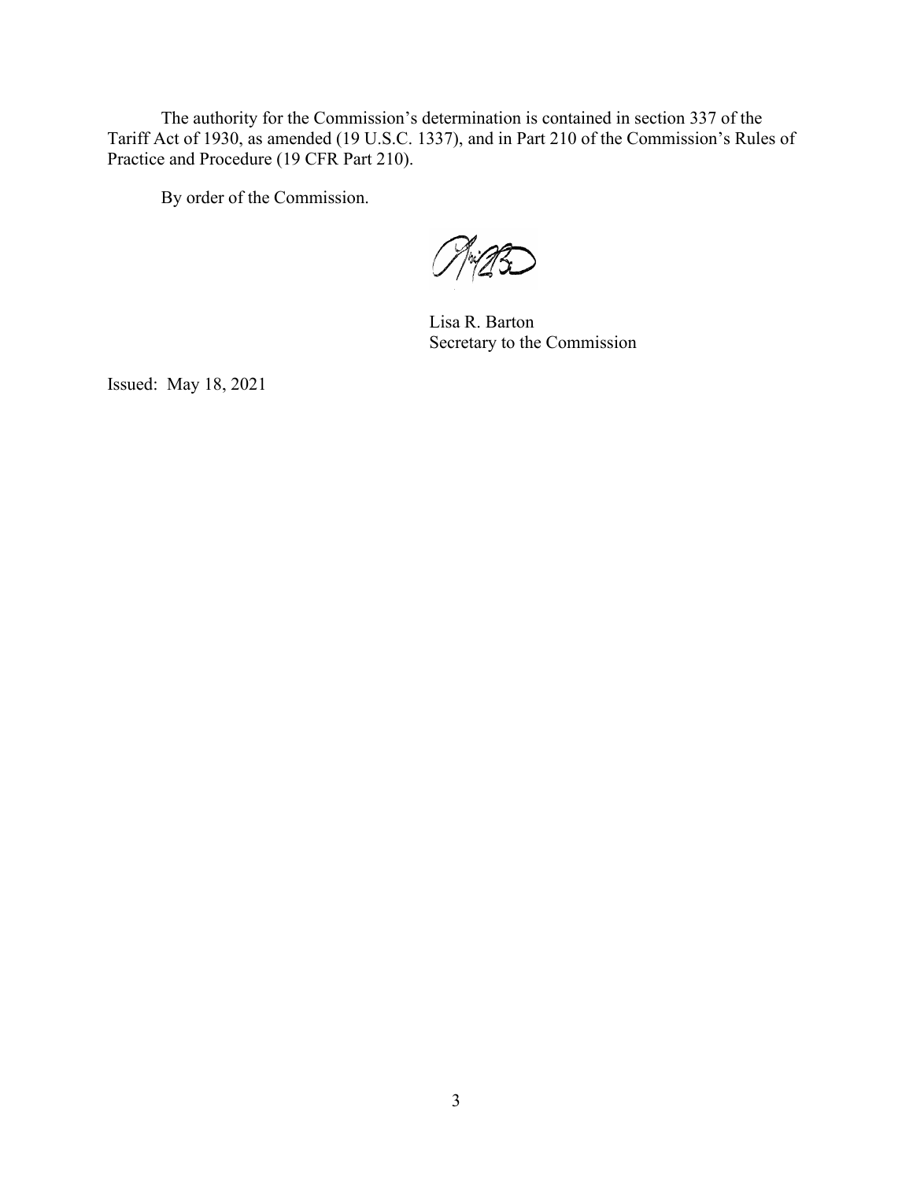The authority for the Commission's determination is contained in section 337 of the Tariff Act of 1930, as amended (19 U.S.C. 1337), and in Part 210 of the Commission's Rules of Practice and Procedure (19 CFR Part 210).

By order of the Commission.

Lisa R. Barton
Secretary to the Commission

Issued: May 18, 2021